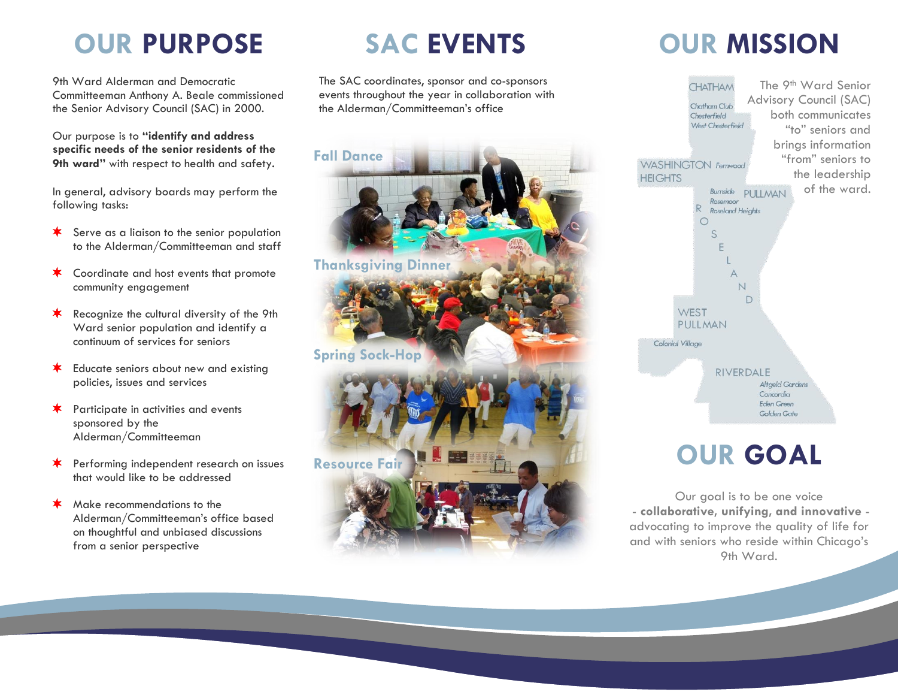# OUR PURPOSE

9th Ward Alderman and Democratic Committeeman Anthony A. Beale commissioned the Senior Advisory Council (SAC) in 2000.

Our purpose is to **"identify and address specific needs of the senior residents of the 9th ward"** with respect to health and safety.

In general, advisory boards may perform the following tasks:

- Serve as a liaison to the senior population to the Alderman/Committeeman and staff
- Coordinate and host events that promote community engagement
- Recognize the cultural diversity of the 9th Ward senior population and identify a continuum of services for seniors
- Educate seniors about new and existing policies, issues and services
- Participate in activities and events sponsored by the Alderman/Committeeman
- Performing independent research on issues that would like to be addressed
- Make recommendations to the Alderman/Committeeman's office based on thoughtful and unbiased discussions from a senior perspective

# SAC EVENTS

The SAC coordinates, sponsor and co-sponsors events throughout the year in collaboration with the Alderman/Committeeman's office

Fall Dance

Thanksgiving Dinner

Spring Sock-Hop

Resource Fair

# OUR MISSION

The 9th Ward Senior Advisory Council (SAC) both communicates "to" seniors and brings information "from" seniors to the leadership of the ward.

CHATHAM
Chatham Club
Chesterfield
West Chesterfield

WASHINGTON HEIGHTS
Fernwood

PULLMAN
Burnside
Rosemoor
Roseland Heights

ROSELAND

WEST PULLMAN
Colonial Village

RIVERDALE
Altgeld Gardens
Concordia
Eden Green
Golden Gate

# OUR GOAL

Our goal is to be one voice - **collaborative, unifying, and innovative** - advocating to improve the quality of life for and with seniors who reside within Chicago's 9th Ward.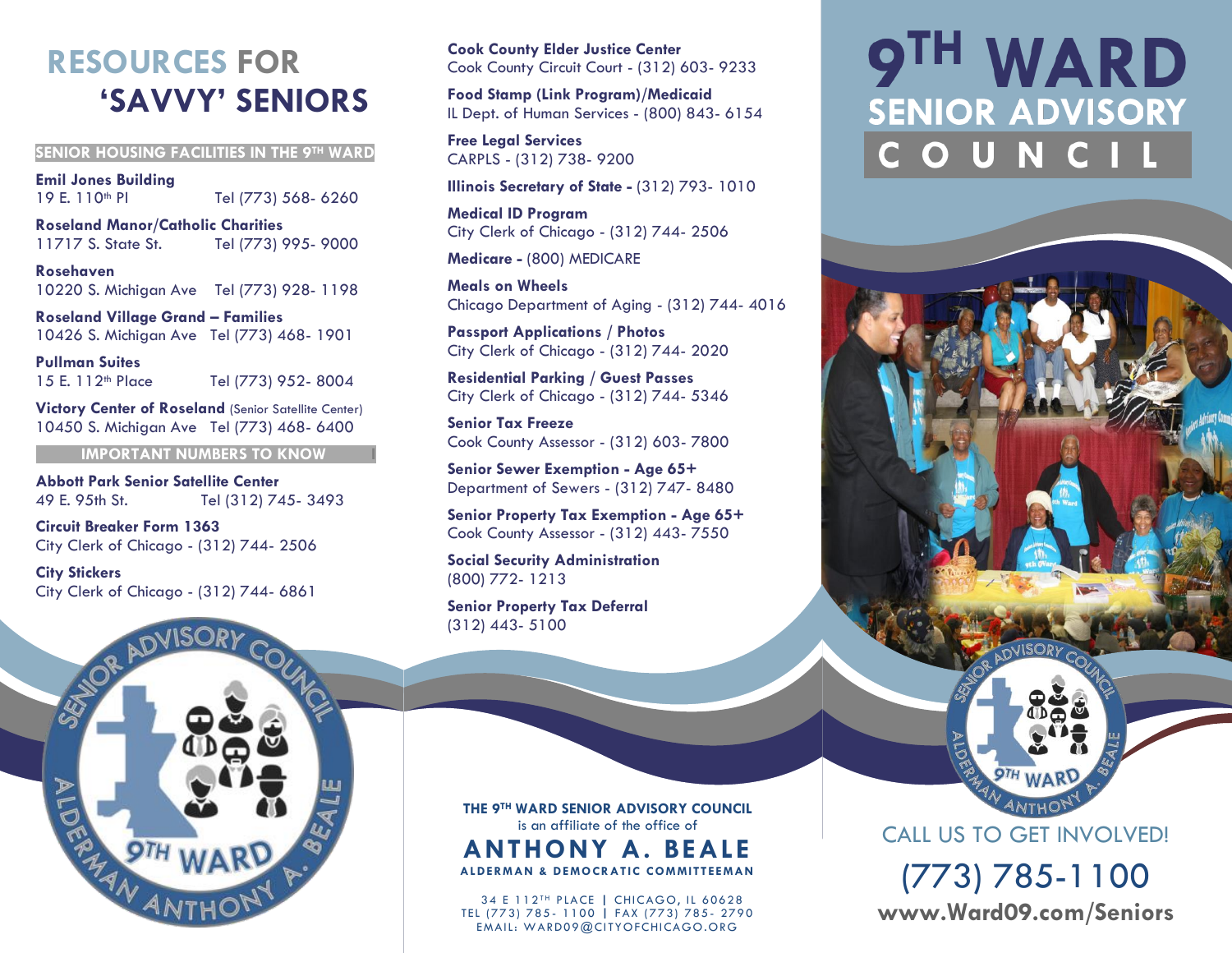# RESOURCES FOR 'SAVVY' SENIORS

## SENIOR HOUSING FACILITIES IN THE 9TH WARD

**Emil Jones Building**
19 E. 110th Pl — Tel (773) 568- 6260

**Roseland Manor/Catholic Charities**
11717 S. State St. — Tel (773) 995- 9000

**Rosehaven**
10220 S. Michigan Ave — Tel (773) 928- 1198

**Roseland Village Grand – Families**
10426 S. Michigan Ave — Tel (773) 468- 1901

**Pullman Suites**
15 E. 112th Place — Tel (773) 952- 8004

**Victory Center of Roseland** (Senior Satellite Center)
10450 S. Michigan Ave — Tel (773) 468- 6400

## IMPORTANT NUMBERS TO KNOW

**Abbott Park Senior Satellite Center**
49 E. 95th St. — Tel (312) 745- 3493

**Circuit Breaker Form 1363**
City Clerk of Chicago - (312) 744- 2506

**City Stickers**
City Clerk of Chicago - (312) 744- 6861

**Cook County Elder Justice Center**
Cook County Circuit Court - (312) 603- 9233

**Food Stamp (Link Program)/Medicaid**
IL Dept. of Human Services - (800) 843- 6154

**Free Legal Services**
CARPLS - (312) 738- 9200

**Illinois Secretary of State -** (312) 793- 1010

**Medical ID Program**
City Clerk of Chicago - (312) 744- 2506

**Medicare -** (800) MEDICARE

**Meals on Wheels**
Chicago Department of Aging - (312) 744- 4016

**Passport Applications / Photos**
City Clerk of Chicago - (312) 744- 2020

**Residential Parking / Guest Passes**
City Clerk of Chicago - (312) 744- 5346

**Senior Tax Freeze**
Cook County Assessor - (312) 603- 7800

**Senior Sewer Exemption - Age 65+**
Department of Sewers - (312) 747- 8480

**Senior Property Tax Exemption - Age 65+**
Cook County Assessor - (312) 443- 7550

**Social Security Administration**
(800) 772- 1213

**Senior Property Tax Deferral**
(312) 443- 5100

**THE 9TH WARD SENIOR ADVISORY COUNCIL**
is an affiliate of the office of

**ANTHONY A. BEALE**
ALDERMAN & DEMOCRATIC COMMITTEEMAN

34 E 112TH PLACE | CHICAGO, IL 60628
TEL (773) 785- 1100 | FAX (773) 785- 2790
EMAIL: WARD09@CITYOFCHICAGO.ORG

# 9TH WARD SENIOR ADVISORY COUNCIL

CALL US TO GET INVOLVED!

(773) 785-1100

**www.Ward09.com/Seniors**